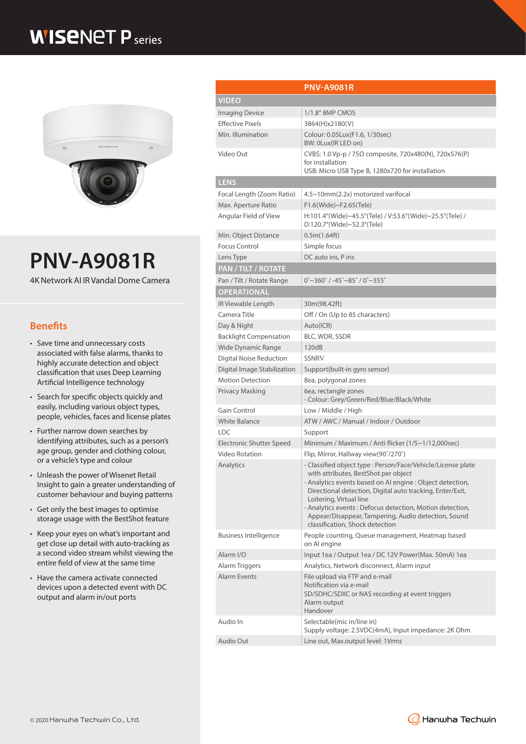# WISENET P series

# PNV-A9081R

4K Network AI IR Vandal Dome Camera

## Benefits

- Save time and unnecessary costs associated with false alarms, thanks to highly accurate detection and object classification that uses Deep Learning Artificial Intelligence technology
- Search for specific objects quickly and easily, including various object types, people, vehicles, faces and license plates
- Further narrow down searches by identifying attributes, such as a person's age group, gender and clothing colour, or a vehicle's type and colour
- Unleash the power of Wisenet Retail Insight to gain a greater understanding of customer behaviour and buying patterns
- Get only the best images to optimise storage usage with the BestShot feature
- Keep your eyes on what's important and get close up detail with auto-tracking as a second video stream whilst viewing the entire field of view at the same time
- Have the camera activate connected devices upon a detected event with DC output and alarm in/out ports

| PNV-A9081R | |
|---|---|
| **VIDEO** | |
| Imaging Device | 1/1.8" 8MP CMOS |
| Effective Pixels | 3864(H)x2180(V) |
| Min. Illumination | Colour: 0.05Lux(F1.6, 1/30sec)<br>BW: 0Lux(IR LED on) |
| Video Out | CVBS: 1.0 Vp-p / 75Ω composite, 720x480(N), 720x576(P) for installation<br>USB: Micro USB Type B, 1280x720 for installation |
| **LENS** | |
| Focal Length (Zoom Ratio) | 4.5~10mm(2.2x) motorized varifocal |
| Max. Aperture Ratio | F1.6(Wide)~F2.65(Tele) |
| Angular Field of View | H:101.4°(Wide)~45.5°(Tele) / V:53.6°(Wide)~25.5°(Tele) / D:120.7°(Wide)~52.3°(Tele) |
| Min. Object Distance | 0.5m(1.64ft) |
| Focus Control | Simple focus |
| Lens Type | DC auto iris, P iris |
| **PAN / TILT / ROTATE** | |
| Pan / Tilt / Rotate Range | 0˚~360˚ / -45˚~85˚ / 0˚~355˚ |
| **OPERATIONAL** | |
| IR Viewable Length | 30m(98.42ft) |
| Camera Title | Off / On (Up to 85 characters) |
| Day & Night | Auto(ICR) |
| Backlight Compensation | BLC, WDR, SSDR |
| Wide Dynamic Range | 120dB |
| Digital Noise Reduction | SSNRV |
| Digital Image Stabilization | Support(built-in gyro sensor) |
| Motion Detection | 8ea, polygonal zones |
| Privacy Masking | 6ea, rectangle zones<br>- Colour: Grey/Green/Red/Blue/Black/White |
| Gain Control | Low / Middle / High |
| White Balance | ATW / AWC / Manual / Indoor / Outdoor |
| LDC | Support |
| Electronic Shutter Speed | Minimum / Maximum / Anti flicker (1/5~1/12,000sec) |
| Video Rotation | Flip, Mirror, Hallway view(90˚/270˚) |
| Analytics | - Classified object type : Person/Face/Vehicle/License plate with attributes, BestShot per object<br>- Analytics events based on AI engine : Object detection, Directional detection, Digital auto tracking, Enter/Exit, Loitering, Virtual line<br>- Analytics events : Defocus detection, Motion detection, Appear/Disappear, Tampering, Audio detection, Sound classification, Shock detection |
| Business Intelligence | People counting, Queue management, Heatmap based on AI engine |
| Alarm I/O | Input 1ea / Output 1ea / DC 12V Power(Max. 50mA) 1ea |
| Alarm Triggers | Analytics, Network disconnect, Alarm input |
| Alarm Events | File upload via FTP and e-mail<br>Notification via e-mail<br>SD/SDHC/SDXC or NAS recording at event triggers<br>Alarm output<br>Handover |
| Audio In | Selectable(mic in/line in)<br>Supply voltage: 2.5VDC(4mA), Input impedance: 2K Ohm |
| Audio Out | Line out, Max.output level: 1Vrms |

© 2020 Hanwha Techwin Co., Ltd.

Hanwha Techwin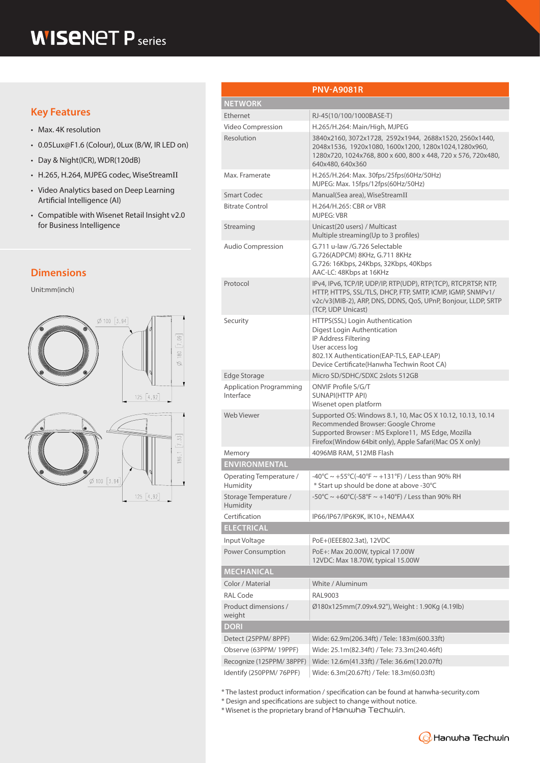# WISENET P series

## Key Features

- Max. 4K resolution
- 0.05Lux@F1.6 (Colour), 0Lux (B/W, IR LED on)
- Day & Night(ICR), WDR(120dB)
- H.265, H.264, MJPEG codec, WiseStreamII
- Video Analytics based on Deep Learning Artificial Intelligence (AI)
- Compatible with Wisenet Retail Insight v2.0 for Business Intelligence

## Dimensions

Unit:mm(inch)

Ø 100 [3.94]
Ø 180 [7.09]
125 [4.92]

Ø 100 [3.94]
186.1 [7.33]
125 [4.92]

| PNV-A9081R | |
|---|---|
| **NETWORK** | |
| Ethernet | RJ-45(10/100/1000BASE-T) |
| Video Compression | H.265/H.264: Main/High, MJPEG |
| Resolution | 3840x2160, 3072x1728, 2592x1944, 2688x1520, 2560x1440, 2048x1536, 1920x1080, 1600x1200, 1280x1024,1280x960, 1280x720, 1024x768, 800 x 600, 800 x 448, 720 x 576, 720x480, 640x480, 640x360 |
| Max. Framerate | H.265/H.264: Max. 30fps/25fps(60Hz/50Hz)<br>MJPEG: Max. 15fps/12fps(60Hz/50Hz) |
| Smart Codec | Manual(5ea area), WiseStreamII |
| Bitrate Control | H.264/H.265: CBR or VBR<br>MJPEG: VBR |
| Streaming | Unicast(20 users) / Multicast<br>Multiple streaming(Up to 3 profiles) |
| Audio Compression | G.711 u-law /G.726 Selectable<br>G.726(ADPCM) 8KHz, G.711 8KHz<br>G.726: 16Kbps, 24Kbps, 32Kbps, 40Kbps<br>AAC-LC: 48Kbps at 16KHz |
| Protocol | IPv4, IPv6, TCP/IP, UDP/IP, RTP(UDP), RTP(TCP), RTCP,RTSP, NTP, HTTP, HTTPS, SSL/TLS, DHCP, FTP, SMTP, ICMP, IGMP, SNMPv1/v2c/v3(MIB-2), ARP, DNS, DDNS, QoS, UPnP, Bonjour, LLDP, SRTP (TCP, UDP Unicast) |
| Security | HTTPS(SSL) Login Authentication<br>Digest Login Authentication<br>IP Address Filtering<br>User access log<br>802.1X Authentication(EAP-TLS, EAP-LEAP)<br>Device Certificate(Hanwha Techwin Root CA) |
| Edge Storage | Micro SD/SDHC/SDXC 2slots 512GB |
| Application Programming Interface | ONVIF Profile S/G/T<br>SUNAPI(HTTP API)<br>Wisenet open platform |
| Web Viewer | Supported OS: Windows 8.1, 10, Mac OS X 10.12, 10.13, 10.14<br>Recommended Browser: Google Chrome<br>Supported Browser : MS Explore11, MS Edge, Mozilla Firefox(Window 64bit only), Apple Safari(Mac OS X only) |
| Memory | 4096MB RAM, 512MB Flash |
| **ENVIRONMENTAL** | |
| Operating Temperature / Humidity | -40°C ~ +55°C(-40°F ~ +131°F) / Less than 90% RH<br>* Start up should be done at above -30°C |
| Storage Temperature / Humidity | -50°C ~ +60°C(-58°F ~ +140°F) / Less than 90% RH |
| Certification | IP66/IP67/IP6K9K, IK10+, NEMA4X |
| **ELECTRICAL** | |
| Input Voltage | PoE+(IEEE802.3at), 12VDC |
| Power Consumption | PoE+: Max 20.00W, typical 17.00W<br>12VDC: Max 18.70W, typical 15.00W |
| **MECHANICAL** | |
| Color / Material | White / Aluminum |
| RAL Code | RAL9003 |
| Product dimensions / weight | Ø180x125mm(7.09x4.92"), Weight : 1.90Kg (4.19lb) |
| **DORI** | |
| Detect (25PPM/ 8PPF) | Wide: 62.9m(206.34ft) / Tele: 183m(600.33ft) |
| Observe (63PPM/ 19PPF) | Wide: 25.1m(82.34ft) / Tele: 73.3m(240.46ft) |
| Recognize (125PPM/ 38PPF) | Wide: 12.6m(41.33ft) / Tele: 36.6m(120.07ft) |
| Identify (250PPM/ 76PPF) | Wide: 6.3m(20.67ft) / Tele: 18.3m(60.03ft) |

* The lastest product information / specification can be found at hanwha-security.com
* Design and specifications are subject to change without notice.
* Wisenet is the proprietary brand of Hanwha Techwin.

Hanwha Techwin